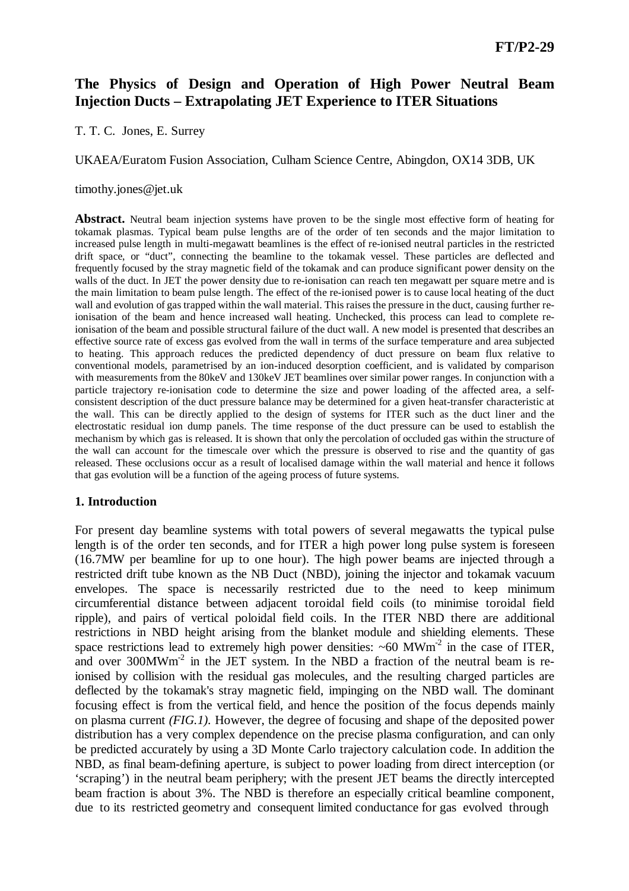# The Physics of Design and Operation of High Power Neutral Beam Injection Ducts – Extrapolating JET Experience to ITER Situations

T. T. C. Jones, E. Surrey

UKAEA/Euratom Fusion Association, Culham Science Centre, Abingdon, OX14 3DB, UK

timothy.jones@jet.uk

**Abstract.** Neutral beam injection systems have proven to be the single most effective form of heating for tokamak plasmas. Typical beam pulse lengths are of the order of ten seconds and the major limitation to increased pulse length in multi-megawatt beamlines is the effect of re-ionised neutral particles in the restricted drift space, or "duct", connecting the beamline to the tokamak vessel. These particles are deflected and frequently focused by the stray magnetic field of the tokamak and can produce significant power density on the walls of the duct. In JET the power density due to re-ionisation can reach ten megawatt per square metre and is the main limitation to beam pulse length. The effect of the re-ionised power is to cause local heating of the duct wall and evolution of gas trapped within the wall material. This raises the pressure in the duct, causing further re-ionisation of the beam and hence increased wall heating. Unchecked, this process can lead to complete re-ionisation of the beam and possible structural failure of the duct wall. A new model is presented that describes an effective source rate of excess gas evolved from the wall in terms of the surface temperature and area subjected to heating. This approach reduces the predicted dependency of duct pressure on beam flux relative to conventional models, parametrised by an ion-induced desorption coefficient, and is validated by comparison with measurements from the 80keV and 130keV JET beamlines over similar power ranges. In conjunction with a particle trajectory re-ionisation code to determine the size and power loading of the affected area, a self-consistent description of the duct pressure balance may be determined for a given heat-transfer characteristic at the wall. This can be directly applied to the design of systems for ITER such as the duct liner and the electrostatic residual ion dump panels. The time response of the duct pressure can be used to establish the mechanism by which gas is released. It is shown that only the percolation of occluded gas within the structure of the wall can account for the timescale over which the pressure is observed to rise and the quantity of gas released. These occlusions occur as a result of localised damage within the wall material and hence it follows that gas evolution will be a function of the ageing process of future systems.

## 1. Introduction

For present day beamline systems with total powers of several megawatts the typical pulse length is of the order ten seconds, and for ITER a high power long pulse system is foreseen (16.7MW per beamline for up to one hour). The high power beams are injected through a restricted drift tube known as the NB Duct (NBD), joining the injector and tokamak vacuum envelopes. The space is necessarily restricted due to the need to keep minimum circumferential distance between adjacent toroidal field coils (to minimise toroidal field ripple), and pairs of vertical poloidal field coils. In the ITER NBD there are additional restrictions in NBD height arising from the blanket module and shielding elements. These space restrictions lead to extremely high power densities: ~60 $MWm^{-2}$ in the case of ITER, and over 300$MWm^{-2}$ in the JET system. In the NBD a fraction of the neutral beam is re-ionised by collision with the residual gas molecules, and the resulting charged particles are deflected by the tokamak's stray magnetic field, impinging on the NBD wall. The dominant focusing effect is from the vertical field, and hence the position of the focus depends mainly on plasma current *(FIG.1)*. However, the degree of focusing and shape of the deposited power distribution has a very complex dependence on the precise plasma configuration, and can only be predicted accurately by using a 3D Monte Carlo trajectory calculation code. In addition the NBD, as final beam-defining aperture, is subject to power loading from direct interception (or 'scraping') in the neutral beam periphery; with the present JET beams the directly intercepted beam fraction is about 3%. The NBD is therefore an especially critical beamline component, due to its restricted geometry and consequent limited conductance for gas evolved through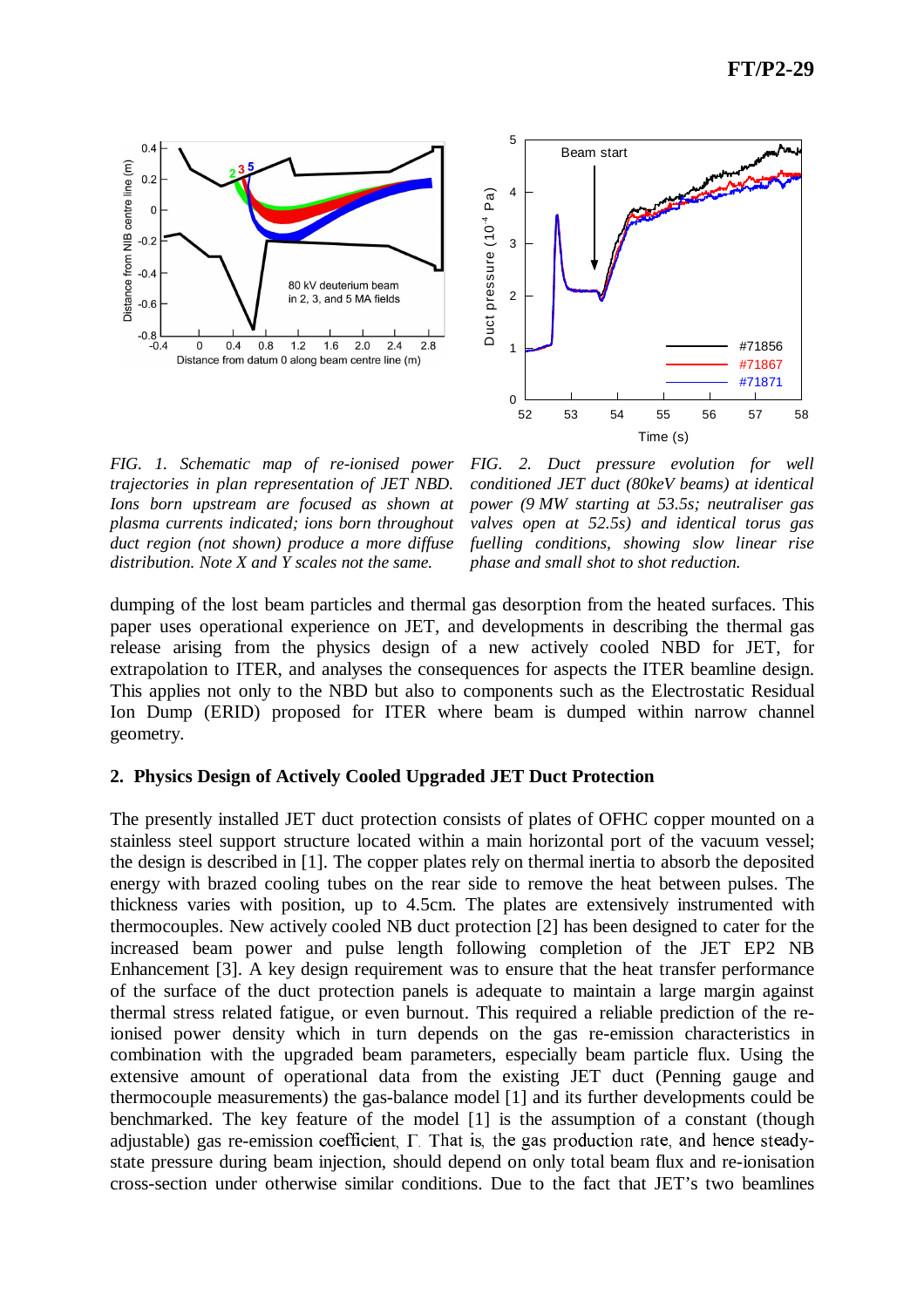*FIG. 1. Schematic map of re-ionised power trajectories in plan representation of JET NBD. Ions born upstream are focused as shown at plasma currents indicated; ions born throughout duct region (not shown) produce a more diffuse distribution. Note X and Y scales not the same.*

*FIG. 2. Duct pressure evolution for well conditioned JET duct (80keV beams) at identical power (9 MW starting at 53.5s; neutraliser gas valves open at 52.5s) and identical torus gas fuelling conditions, showing slow linear rise phase and small shot to shot reduction.*

dumping of the lost beam particles and thermal gas desorption from the heated surfaces. This paper uses operational experience on JET, and developments in describing the thermal gas release arising from the physics design of a new actively cooled NBD for JET, for extrapolation to ITER, and analyses the consequences for aspects the ITER beamline design. This applies not only to the NBD but also to components such as the Electrostatic Residual Ion Dump (ERID) proposed for ITER where beam is dumped within narrow channel geometry.

## 2. Physics Design of Actively Cooled Upgraded JET Duct Protection

The presently installed JET duct protection consists of plates of OFHC copper mounted on a stainless steel support structure located within a main horizontal port of the vacuum vessel; the design is described in [1]. The copper plates rely on thermal inertia to absorb the deposited energy with brazed cooling tubes on the rear side to remove the heat between pulses. The thickness varies with position, up to 4.5cm. The plates are extensively instrumented with thermocouples. New actively cooled NB duct protection [2] has been designed to cater for the increased beam power and pulse length following completion of the JET EP2 NB Enhancement [3]. A key design requirement was to ensure that the heat transfer performance of the surface of the duct protection panels is adequate to maintain a large margin against thermal stress related fatigue, or even burnout. This required a reliable prediction of the re-ionised power density which in turn depends on the gas re-emission characteristics in combination with the upgraded beam parameters, especially beam particle flux. Using the extensive amount of operational data from the existing JET duct (Penning gauge and thermocouple measurements) the gas-balance model [1] and its further developments could be benchmarked. The key feature of the model [1] is the assumption of a constant (though adjustable) gas re-emission coefficient, $\Gamma$. That is, the gas production rate, and hence steady-state pressure during beam injection, should depend on only total beam flux and re-ionisation cross-section under otherwise similar conditions. Due to the fact that JET's two beamlines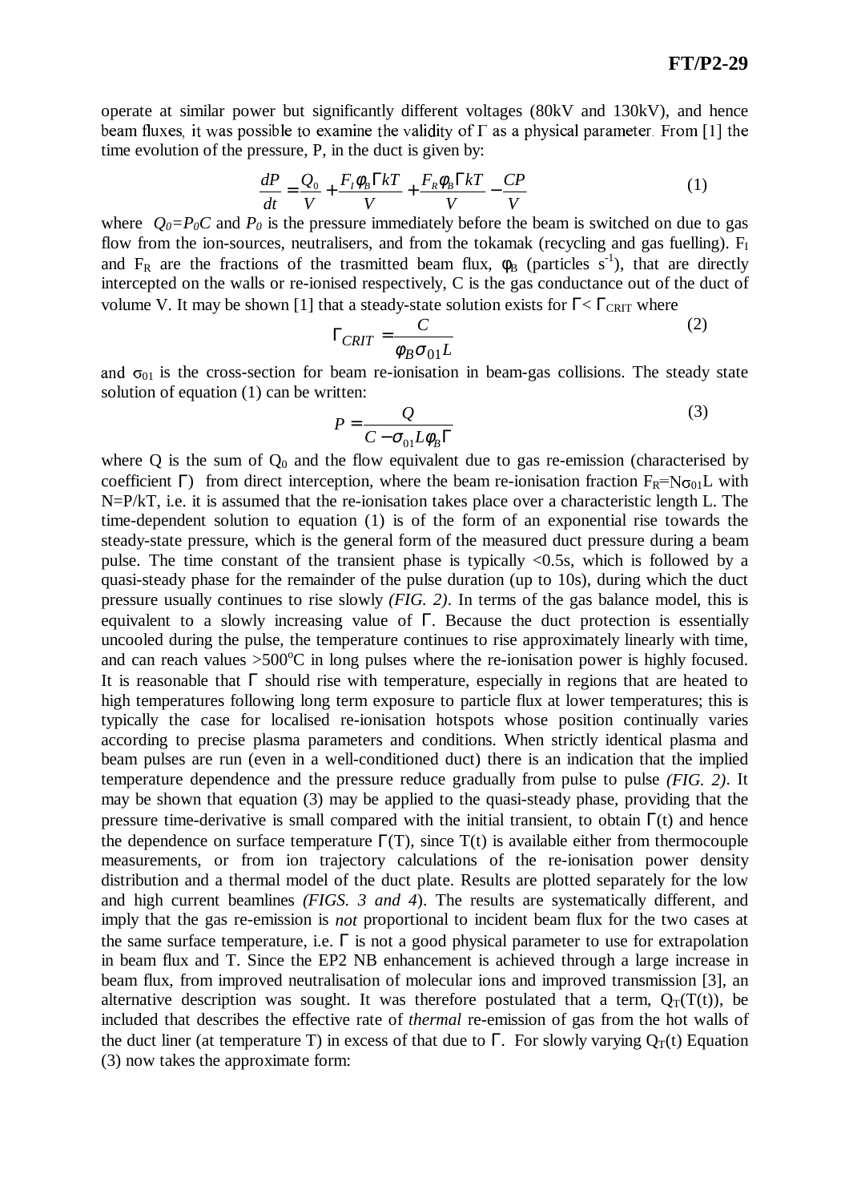operate at similar power but significantly different voltages (80kV and 130kV), and hence beam fluxes, it was possible to examine the validity of $\Gamma$ as a physical parameter. From [1] the time evolution of the pressure, P, in the duct is given by:

$$\frac{dP}{dt} = \frac{Q_0}{V} + \frac{F_I \phi_B \Gamma kT}{V} + \frac{F_R \phi_B \Gamma kT}{V} - \frac{CP}{V} \tag{1}$$

where $Q_0 = P_0 C$ and $P_0$ is the pressure immediately before the beam is switched on due to gas flow from the ion-sources, neutralisers, and from the tokamak (recycling and gas fuelling). $F_I$ and $F_R$ are the fractions of the trasmitted beam flux, $\phi_B$ (particles $s^{-1}$), that are directly intercepted on the walls or re-ionised respectively, C is the gas conductance out of the duct of volume V. It may be shown [1] that a steady-state solution exists for $\Gamma < \Gamma_{CRIT}$ where

$$\Gamma_{CRIT} = \frac{C}{\phi_B \sigma_{01} L} \tag{2}$$

and $\sigma_{01}$ is the cross-section for beam re-ionisation in beam-gas collisions. The steady state solution of equation (1) can be written:

$$P = \frac{Q}{C - \sigma_{01} L \phi_B \Gamma} \tag{3}$$

where Q is the sum of $Q_0$ and the flow equivalent due to gas re-emission (characterised by coefficient $\Gamma$) from direct interception, where the beam re-ionisation fraction $F_R = N\sigma_{01}L$ with $N = P/kT$, i.e. it is assumed that the re-ionisation takes place over a characteristic length L. The time-dependent solution to equation (1) is of the form of an exponential rise towards the steady-state pressure, which is the general form of the measured duct pressure during a beam pulse. The time constant of the transient phase is typically <0.5s, which is followed by a quasi-steady phase for the remainder of the pulse duration (up to 10s), during which the duct pressure usually continues to rise slowly *(FIG. 2)*. In terms of the gas balance model, this is equivalent to a slowly increasing value of $\Gamma$. Because the duct protection is essentially uncooled during the pulse, the temperature continues to rise approximately linearly with time, and can reach values >500$^o$C in long pulses where the re-ionisation power is highly focused. It is reasonable that $\Gamma$ should rise with temperature, especially in regions that are heated to high temperatures following long term exposure to particle flux at lower temperatures; this is typically the case for localised re-ionisation hotspots whose position continually varies according to precise plasma parameters and conditions. When strictly identical plasma and beam pulses are run (even in a well-conditioned duct) there is an indication that the implied temperature dependence and the pressure reduce gradually from pulse to pulse *(FIG. 2)*. It may be shown that equation (3) may be applied to the quasi-steady phase, providing that the pressure time-derivative is small compared with the initial transient, to obtain $\Gamma(t)$ and hence the dependence on surface temperature $\Gamma(T)$, since T(t) is available either from thermocouple measurements, or from ion trajectory calculations of the re-ionisation power density distribution and a thermal model of the duct plate. Results are plotted separately for the low and high current beamlines *(FIGS. 3 and 4)*. The results are systematically different, and imply that the gas re-emission is *not* proportional to incident beam flux for the two cases at the same surface temperature, i.e. $\Gamma$ is not a good physical parameter to use for extrapolation in beam flux and T. Since the EP2 NB enhancement is achieved through a large increase in beam flux, from improved neutralisation of molecular ions and improved transmission [3], an alternative description was sought. It was therefore postulated that a term, $Q_T(T(t))$, be included that describes the effective rate of *thermal* re-emission of gas from the hot walls of the duct liner (at temperature T) in excess of that due to $\Gamma$. For slowly varying $Q_T(t)$ Equation (3) now takes the approximate form: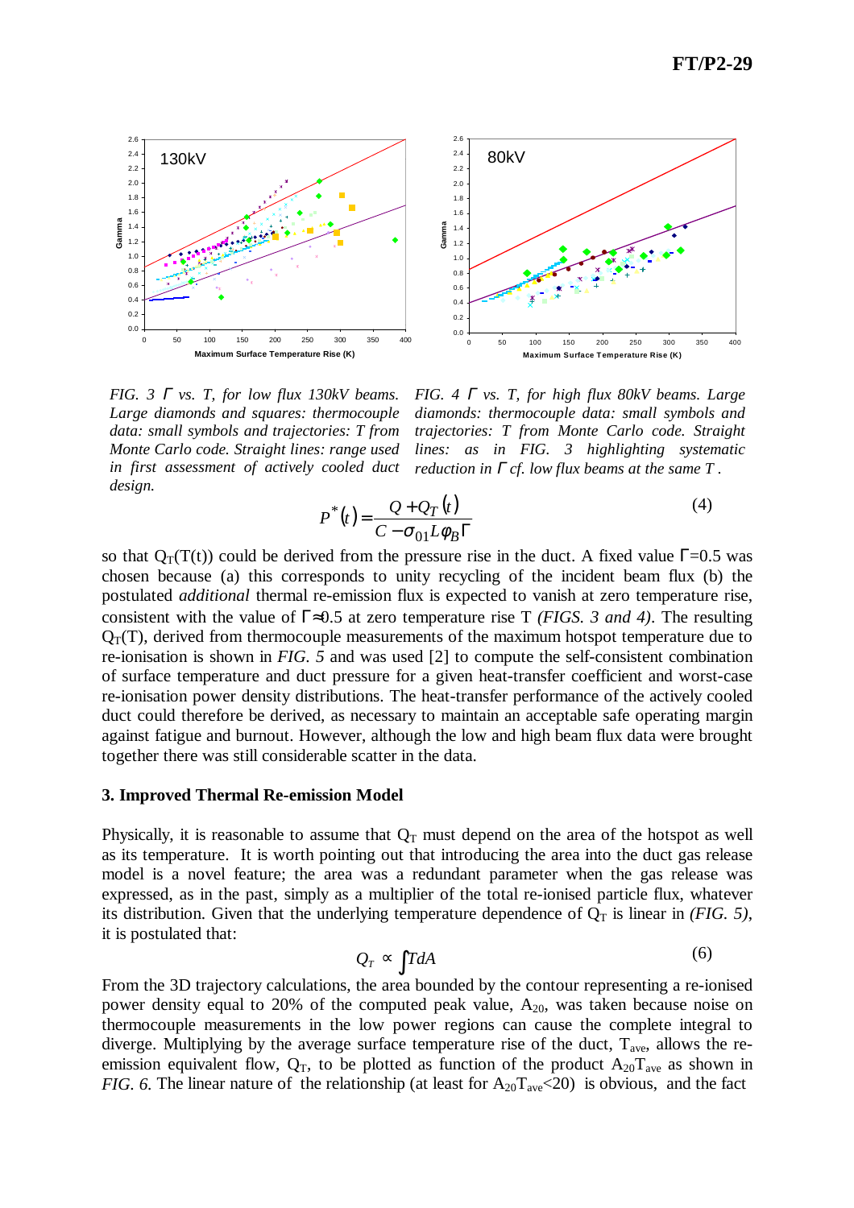*FIG. 3 Γ vs. T, for low flux 130kV beams. Large diamonds and squares: thermocouple data: small symbols and trajectories: T from Monte Carlo code. Straight lines: range used in first assessment of actively cooled duct design.*

*FIG. 4 Γ vs. T, for high flux 80kV beams. Large diamonds: thermocouple data: small symbols and trajectories: T from Monte Carlo code. Straight lines: as in FIG. 3 highlighting systematic reduction in Γ cf. low flux beams at the same T.*

$$P^*(t) = \frac{Q + Q_T(t)}{C - \sigma_{01} L \varphi_B \Gamma} \tag{4}$$

so that $Q_T(T(t))$ could be derived from the pressure rise in the duct. A fixed value $\Gamma$=0.5 was chosen because (a) this corresponds to unity recycling of the incident beam flux (b) the postulated *additional* thermal re-emission flux is expected to vanish at zero temperature rise, consistent with the value of $\Gamma \approx 0.5$ at zero temperature rise T *(FIGS. 3 and 4)*. The resulting $Q_T(T)$, derived from thermocouple measurements of the maximum hotspot temperature due to re-ionisation is shown in *FIG. 5* and was used [2] to compute the self-consistent combination of surface temperature and duct pressure for a given heat-transfer coefficient and worst-case re-ionisation power density distributions. The heat-transfer performance of the actively cooled duct could therefore be derived, as necessary to maintain an acceptable safe operating margin against fatigue and burnout. However, although the low and high beam flux data were brought together there was still considerable scatter in the data.

### 3. Improved Thermal Re-emission Model

Physically, it is reasonable to assume that $Q_T$ must depend on the area of the hotspot as well as its temperature. It is worth pointing out that introducing the area into the duct gas release model is a novel feature; the area was a redundant parameter when the gas release was expressed, as in the past, simply as a multiplier of the total re-ionised particle flux, whatever its distribution. Given that the underlying temperature dependence of $Q_T$ is linear in *(FIG. 5)*, it is postulated that:

$$Q_T \propto \int T dA \tag{6}$$

From the 3D trajectory calculations, the area bounded by the contour representing a re-ionised power density equal to 20% of the computed peak value, $A_{20}$, was taken because noise on thermocouple measurements in the low power regions can cause the complete integral to diverge. Multiplying by the average surface temperature rise of the duct, $T_{ave}$, allows the re-emission equivalent flow, $Q_T$, to be plotted as function of the product $A_{20}T_{ave}$ as shown in *FIG. 6*. The linear nature of the relationship (at least for $A_{20}T_{ave}$<20) is obvious, and the fact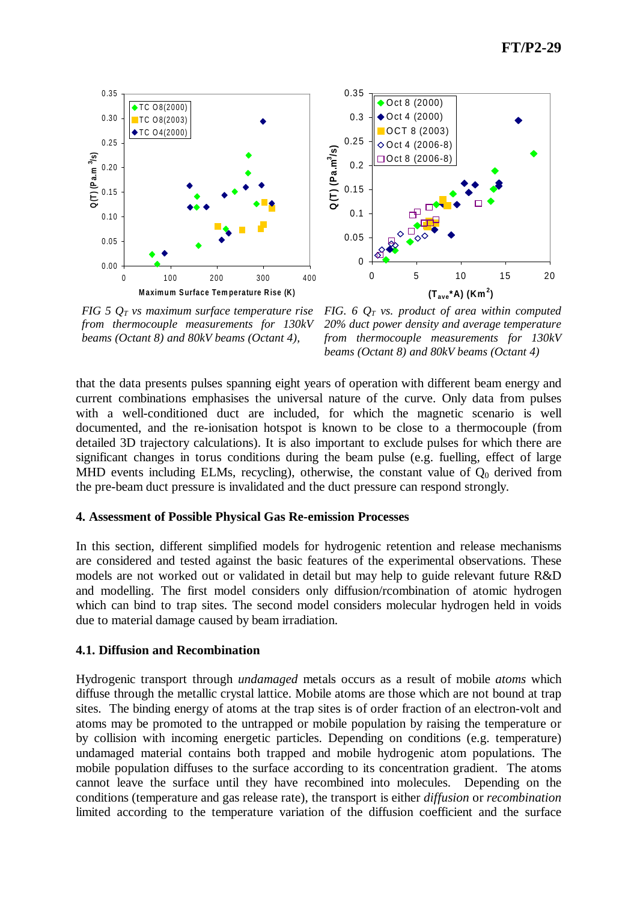*FIG 5 $Q_T$ vs maximum surface temperature rise from thermocouple measurements for 130kV beams (Octant 8) and 80kV beams (Octant 4),*

*FIG. 6 $Q_T$ vs. product of area within computed 20% duct power density and average temperature from thermocouple measurements for 130kV beams (Octant 8) and 80kV beams (Octant 4)*

that the data presents pulses spanning eight years of operation with different beam energy and current combinations emphasises the universal nature of the curve. Only data from pulses with a well-conditioned duct are included, for which the magnetic scenario is well documented, and the re-ionisation hotspot is known to be close to a thermocouple (from detailed 3D trajectory calculations). It is also important to exclude pulses for which there are significant changes in torus conditions during the beam pulse (e.g. fuelling, effect of large MHD events including ELMs, recycling), otherwise, the constant value of $Q_0$ derived from the pre-beam duct pressure is invalidated and the duct pressure can respond strongly.

**4. Assessment of Possible Physical Gas Re-emission Processes**

In this section, different simplified models for hydrogenic retention and release mechanisms are considered and tested against the basic features of the experimental observations. These models are not worked out or validated in detail but may help to guide relevant future R&D and modelling. The first model considers only diffusion/rcombination of atomic hydrogen which can bind to trap sites. The second model considers molecular hydrogen held in voids due to material damage caused by beam irradiation.

**4.1. Diffusion and Recombination**

Hydrogenic transport through *undamaged* metals occurs as a result of mobile *atoms* which diffuse through the metallic crystal lattice. Mobile atoms are those which are not bound at trap sites. The binding energy of atoms at the trap sites is of order fraction of an electron-volt and atoms may be promoted to the untrapped or mobile population by raising the temperature or by collision with incoming energetic particles. Depending on conditions (e.g. temperature) undamaged material contains both trapped and mobile hydrogenic atom populations. The mobile population diffuses to the surface according to its concentration gradient. The atoms cannot leave the surface until they have recombined into molecules. Depending on the conditions (temperature and gas release rate), the transport is either *diffusion* or *recombination* limited according to the temperature variation of the diffusion coefficient and the surface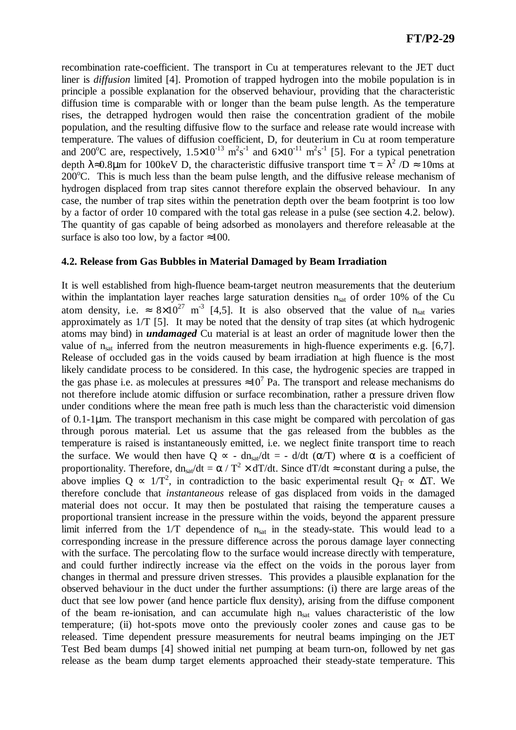recombination rate-coefficient. The transport in Cu at temperatures relevant to the JET duct liner is *diffusion* limited [4]. Promotion of trapped hydrogen into the mobile population is in principle a possible explanation for the observed behaviour, providing that the characteristic diffusion time is comparable with or longer than the beam pulse length. As the temperature rises, the detrapped hydrogen would then raise the concentration gradient of the mobile population, and the resulting diffusive flow to the surface and release rate would increase with temperature. The values of diffusion coefficient, D, for deuterium in Cu at room temperature and 200°C are, respectively, $1.5\times10^{-13}$ $m^2s^{-1}$ and $6\times10^{-11}$ $m^2s^{-1}$ [5]. For a typical penetration depth $\lambda \approx 0.8\mu m$ for 100keV D, the characteristic diffusive transport time $\tau = \lambda^2 / D \approx 10ms$ at 200°C. This is much less than the beam pulse length, and the diffusive release mechanism of hydrogen displaced from trap sites cannot therefore explain the observed behaviour. In any case, the number of trap sites within the penetration depth over the beam footprint is too low by a factor of order 10 compared with the total gas release in a pulse (see section 4.2. below). The quantity of gas capable of being adsorbed as monolayers and therefore releasable at the surface is also too low, by a factor ≈100.

### 4.2. Release from Gas Bubbles in Material Damaged by Beam Irradiation

It is well established from high-fluence beam-target neutron measurements that the deuterium within the implantation layer reaches large saturation densities $n_{sat}$ of order 10% of the Cu atom density, i.e. $\approx 8\times10^{27}$ $m^{-3}$ [4,5]. It is also observed that the value of $n_{sat}$ varies approximately as 1/T [5]. It may be noted that the density of trap sites (at which hydrogenic atoms may bind) in ***undamaged*** Cu material is at least an order of magnitude lower then the value of $n_{sat}$ inferred from the neutron measurements in high-fluence experiments e.g. [6,7]. Release of occluded gas in the voids caused by beam irradiation at high fluence is the most likely candidate process to be considered. In this case, the hydrogenic species are trapped in the gas phase i.e. as molecules at pressures $\approx 10^7$ Pa. The transport and release mechanisms do not therefore include atomic diffusion or surface recombination, rather a pressure driven flow under conditions where the mean free path is much less than the characteristic void dimension of 0.1-1μm. The transport mechanism in this case might be compared with percolation of gas through porous material. Let us assume that the gas released from the bubbles as the temperature is raised is instantaneously emitted, i.e. we neglect finite transport time to reach the surface. We would then have $Q \propto -dn_{sat}/dt = -d/dt\,(\alpha/T)$ where $\alpha$ is a coefficient of proportionality. Therefore, $dn_{sat}/dt = \alpha / T^2 \times dT/dt$. Since $dT/dt \approx$ constant during a pulse, the above implies $Q \propto 1/T^2$, in contradiction to the basic experimental result $Q_T \propto \Delta T$. We therefore conclude that *instantaneous* release of gas displaced from voids in the damaged material does not occur. It may then be postulated that raising the temperature causes a proportional transient increase in the pressure within the voids, beyond the apparent pressure limit inferred from the 1/T dependence of $n_{sat}$ in the steady-state. This would lead to a corresponding increase in the pressure difference across the porous damage layer connecting with the surface. The percolating flow to the surface would increase directly with temperature, and could further indirectly increase via the effect on the voids in the porous layer from changes in thermal and pressure driven stresses. This provides a plausible explanation for the observed behaviour in the duct under the further assumptions: (i) there are large areas of the duct that see low power (and hence particle flux density), arising from the diffuse component of the beam re-ionisation, and can accumulate high $n_{sat}$ values characteristic of the low temperature; (ii) hot-spots move onto the previously cooler zones and cause gas to be released. Time dependent pressure measurements for neutral beams impinging on the JET Test Bed beam dumps [4] showed initial net pumping at beam turn-on, followed by net gas release as the beam dump target elements approached their steady-state temperature. This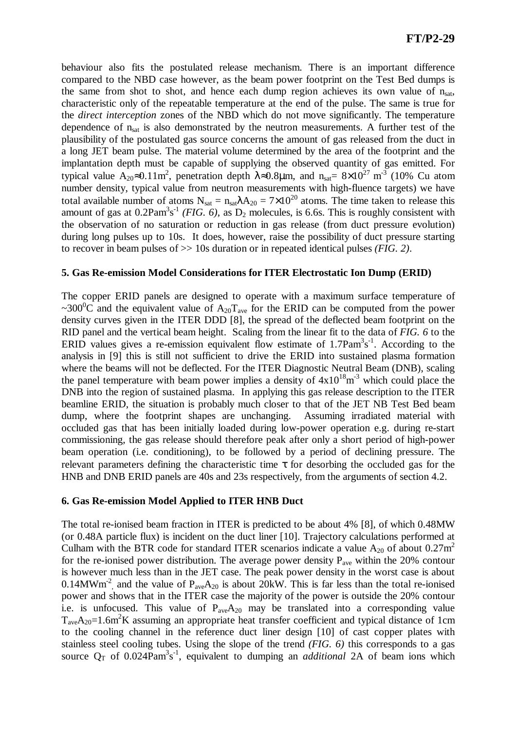behaviour also fits the postulated release mechanism. There is an important difference compared to the NBD case however, as the beam power footprint on the Test Bed dumps is the same from shot to shot, and hence each dump region achieves its own value of $n_{sat}$, characteristic only of the repeatable temperature at the end of the pulse. The same is true for the *direct interception* zones of the NBD which do not move significantly. The temperature dependence of $n_{sat}$ is also demonstrated by the neutron measurements. A further test of the plausibility of the postulated gas source concerns the amount of gas released from the duct in a long JET beam pulse. The material volume determined by the area of the footprint and the implantation depth must be capable of supplying the observed quantity of gas emitted. For typical value $A_{20}\approx 0.11\text{m}^2$, penetration depth $\lambda\approx 0.8\mu\text{m}$, and $n_{sat}= 8\times 10^{27}\ \text{m}^{-3}$ (10% Cu atom number density, typical value from neutron measurements with high-fluence targets) we have total available number of atoms $N_{sat} = n_{sat}\lambda A_{20} = 7\times 10^{20}$ atoms. The time taken to release this amount of gas at $0.2\text{Pam}^3\text{s}^{-1}$ *(FIG. 6)*, as $D_2$ molecules, is 6.6s. This is roughly consistent with the observation of no saturation or reduction in gas release (from duct pressure evolution) during long pulses up to 10s. It does, however, raise the possibility of duct pressure starting to recover in beam pulses of >> 10s duration or in repeated identical pulses *(FIG. 2)*.

### 5. Gas Re-emission Model Considerations for ITER Electrostatic Ion Dump (ERID)

The copper ERID panels are designed to operate with a maximum surface temperature of $\sim 300^0\text{C}$ and the equivalent value of $A_{20}T_{ave}$ for the ERID can be computed from the power density curves given in the ITER DDD [8], the spread of the deflected beam footprint on the RID panel and the vertical beam height. Scaling from the linear fit to the data of *FIG. 6* to the ERID values gives a re-emission equivalent flow estimate of $1.7\text{Pam}^3\text{s}^{-1}$. According to the analysis in [9] this is still not sufficient to drive the ERID into sustained plasma formation where the beams will not be deflected. For the ITER Diagnostic Neutral Beam (DNB), scaling the panel temperature with beam power implies a density of $4\text{x}10^{18}\text{m}^{-3}$ which could place the DNB into the region of sustained plasma. In applying this gas release description to the ITER beamline ERID, the situation is probably much closer to that of the JET NB Test Bed beam dump, where the footprint shapes are unchanging. Assuming irradiated material with occluded gas that has been initially loaded during low-power operation e.g. during re-start commissioning, the gas release should therefore peak after only a short period of high-power beam operation (i.e. conditioning), to be followed by a period of declining pressure. The relevant parameters defining the characteristic time $\tau$ for desorbing the occluded gas for the HNB and DNB ERID panels are 40s and 23s respectively, from the arguments of section 4.2.

### 6. Gas Re-emission Model Applied to ITER HNB Duct

The total re-ionised beam fraction in ITER is predicted to be about 4% [8], of which 0.48MW (or 0.48A particle flux) is incident on the duct liner [10]. Trajectory calculations performed at Culham with the BTR code for standard ITER scenarios indicate a value $A_{20}$ of about $0.27\text{m}^2$ for the re-ionised power distribution. The average power density $P_{ave}$ within the 20% contour is however much less than in the JET case. The peak power density in the worst case is about $0.14\text{MWm}^{-2}$, and the value of $P_{ave}A_{20}$ is about 20kW. This is far less than the total re-ionised power and shows that in the ITER case the majority of the power is outside the 20% contour i.e. is unfocused. This value of $P_{ave}A_{20}$ may be translated into a corresponding value $T_{ave}A_{20}=1.6\text{m}^2\text{K}$ assuming an appropriate heat transfer coefficient and typical distance of 1cm to the cooling channel in the reference duct liner design [10] of cast copper plates with stainless steel cooling tubes. Using the slope of the trend *(FIG. 6)* this corresponds to a gas source $Q_T$ of $0.024\text{Pam}^3\text{s}^{-1}$, equivalent to dumping an *additional* 2A of beam ions which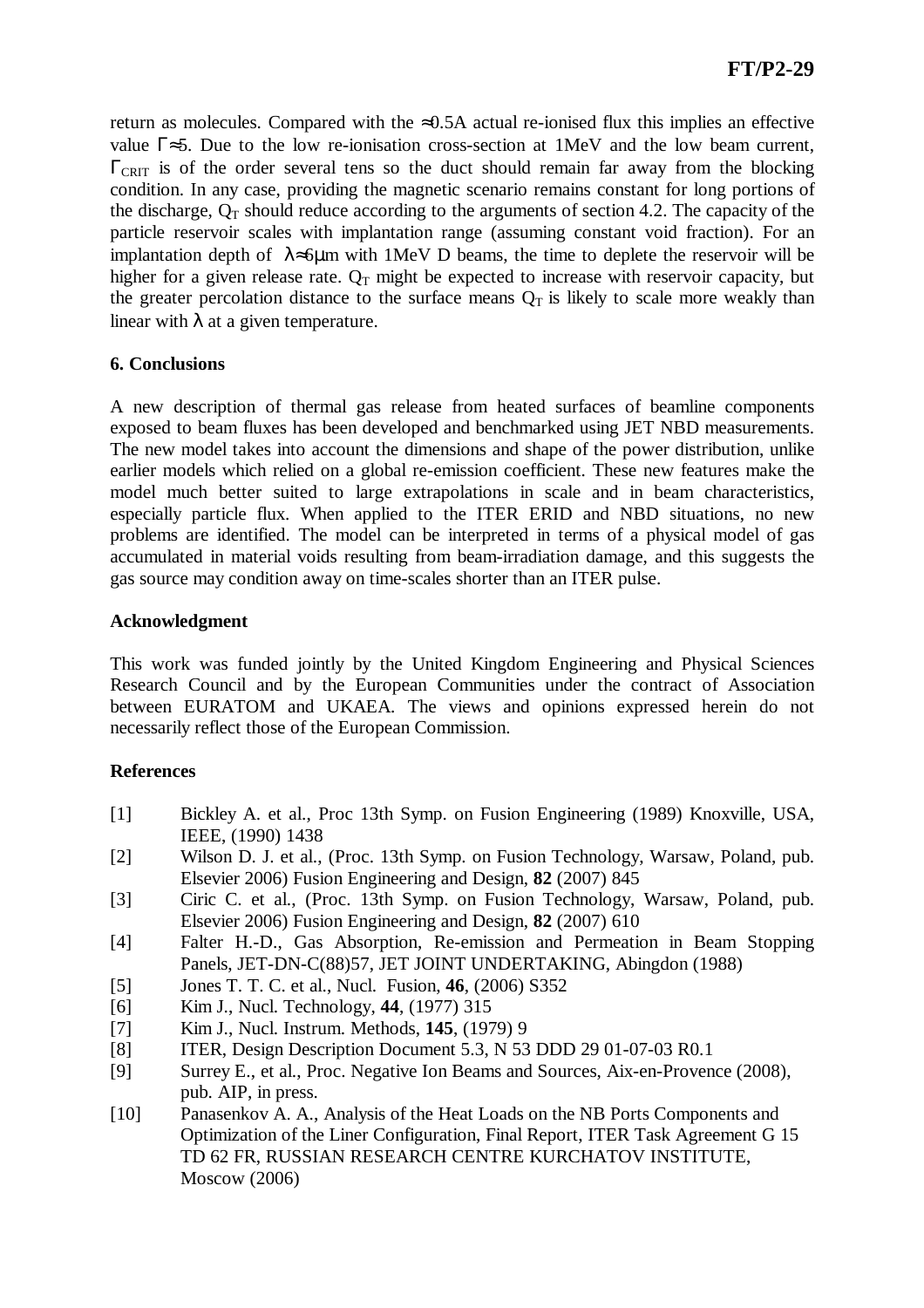return as molecules. Compared with the ≈0.5A actual re-ionised flux this implies an effective value $\Gamma \approx 5$. Due to the low re-ionisation cross-section at 1MeV and the low beam current, $\Gamma_{CRIT}$ is of the order several tens so the duct should remain far away from the blocking condition. In any case, providing the magnetic scenario remains constant for long portions of the discharge, $Q_T$ should reduce according to the arguments of section 4.2. The capacity of the particle reservoir scales with implantation range (assuming constant void fraction). For an implantation depth of $\lambda \approx 6\mu m$ with 1MeV D beams, the time to deplete the reservoir will be higher for a given release rate. $Q_T$ might be expected to increase with reservoir capacity, but the greater percolation distance to the surface means $Q_T$ is likely to scale more weakly than linear with $\lambda$ at a given temperature.

## 6. Conclusions

A new description of thermal gas release from heated surfaces of beamline components exposed to beam fluxes has been developed and benchmarked using JET NBD measurements. The new model takes into account the dimensions and shape of the power distribution, unlike earlier models which relied on a global re-emission coefficient. These new features make the model much better suited to large extrapolations in scale and in beam characteristics, especially particle flux. When applied to the ITER ERID and NBD situations, no new problems are identified. The model can be interpreted in terms of a physical model of gas accumulated in material voids resulting from beam-irradiation damage, and this suggests the gas source may condition away on time-scales shorter than an ITER pulse.

## Acknowledgment

This work was funded jointly by the United Kingdom Engineering and Physical Sciences Research Council and by the European Communities under the contract of Association between EURATOM and UKAEA. The views and opinions expressed herein do not necessarily reflect those of the European Commission.

## References

[1] Bickley A. et al., Proc 13th Symp. on Fusion Engineering (1989) Knoxville, USA, IEEE, (1990) 1438

[2] Wilson D. J. et al., (Proc. 13th Symp. on Fusion Technology, Warsaw, Poland, pub. Elsevier 2006) Fusion Engineering and Design, **82** (2007) 845

[3] Ciric C. et al., (Proc. 13th Symp. on Fusion Technology, Warsaw, Poland, pub. Elsevier 2006) Fusion Engineering and Design, **82** (2007) 610

[4] Falter H.-D., Gas Absorption, Re-emission and Permeation in Beam Stopping Panels, JET-DN-C(88)57, JET JOINT UNDERTAKING, Abingdon (1988)

[5] Jones T. T. C. et al., Nucl. Fusion, **46**, (2006) S352

[6] Kim J., Nucl. Technology, **44**, (1977) 315

[7] Kim J., Nucl. Instrum. Methods, **145**, (1979) 9

[8] ITER, Design Description Document 5.3, N 53 DDD 29 01-07-03 R0.1

[9] Surrey E., et al., Proc. Negative Ion Beams and Sources, Aix-en-Provence (2008), pub. AIP, in press.

[10] Panasenkov A. A., Analysis of the Heat Loads on the NB Ports Components and Optimization of the Liner Configuration, Final Report, ITER Task Agreement G 15 TD 62 FR, RUSSIAN RESEARCH CENTRE KURCHATOV INSTITUTE, Moscow (2006)